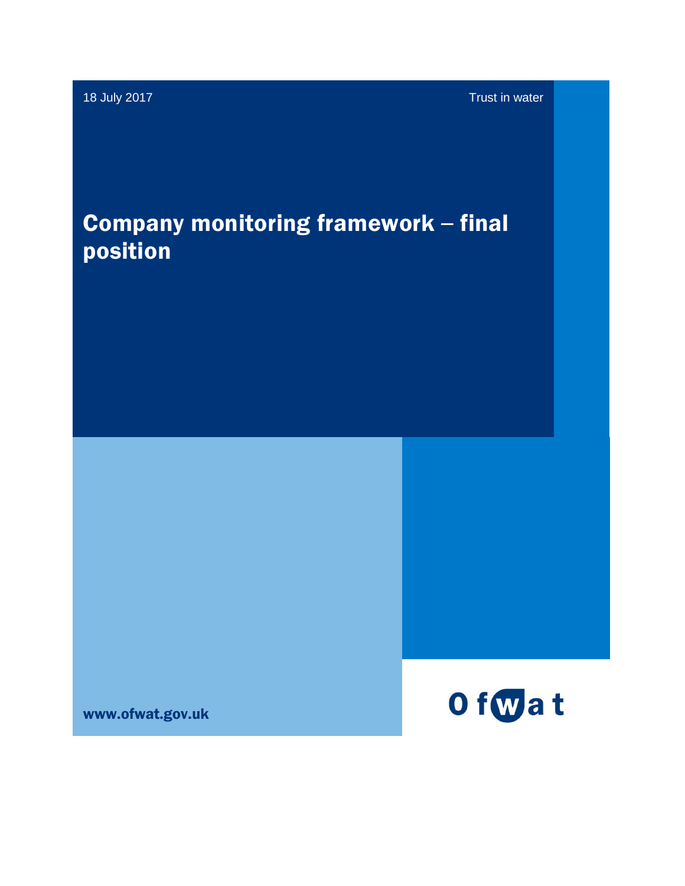18 July 2017

Trust in water

# Company monitoring framework – final position

www.ofwat.gov.uk

Ofwat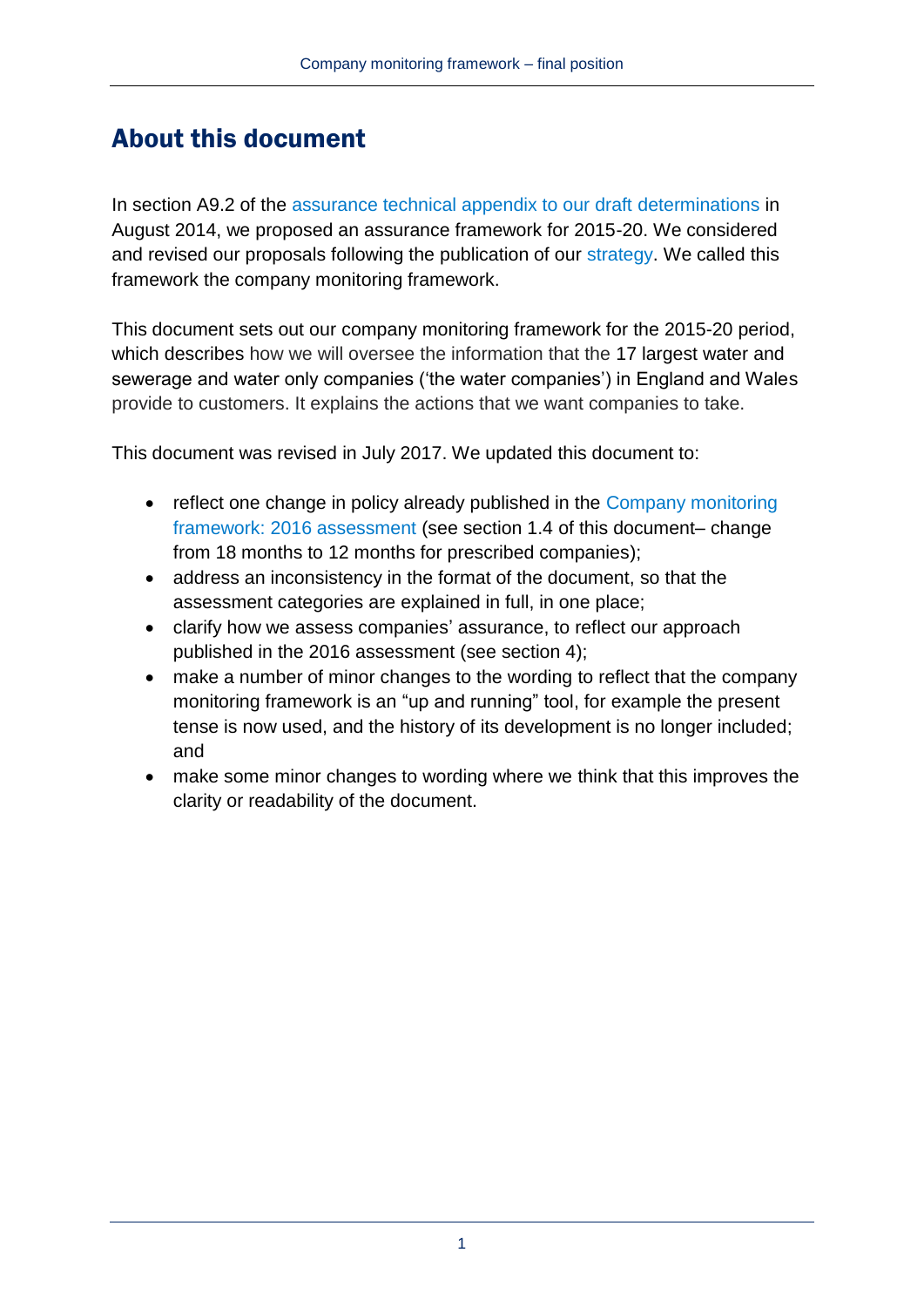# About this document

In section A9.2 of the assurance technical appendix to our draft determinations in August 2014, we proposed an assurance framework for 2015-20. We considered and revised our proposals following the publication of our strategy. We called this framework the company monitoring framework.

This document sets out our company monitoring framework for the 2015-20 period, which describes how we will oversee the information that the 17 largest water and sewerage and water only companies ('the water companies') in England and Wales provide to customers. It explains the actions that we want companies to take.

This document was revised in July 2017. We updated this document to:

- reflect one change in policy already published in the Company monitoring framework: 2016 assessment (see section 1.4 of this document– change from 18 months to 12 months for prescribed companies);
- address an inconsistency in the format of the document, so that the assessment categories are explained in full, in one place;
- clarify how we assess companies' assurance, to reflect our approach published in the 2016 assessment (see section 4);
- make a number of minor changes to the wording to reflect that the company monitoring framework is an "up and running" tool, for example the present tense is now used, and the history of its development is no longer included; and
- make some minor changes to wording where we think that this improves the clarity or readability of the document.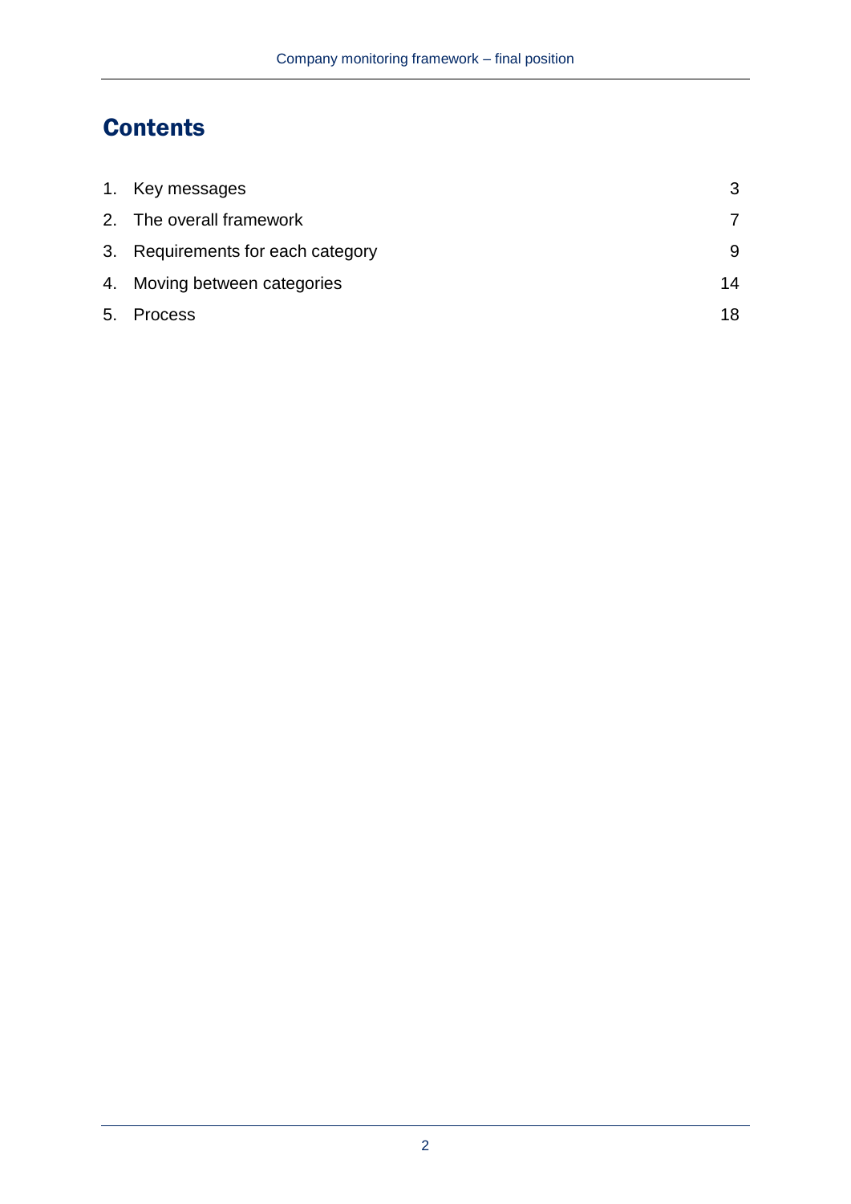# Contents

| | | |
|---|---|---|
| 1. | Key messages | 3 |
| 2. | The overall framework | 7 |
| 3. | Requirements for each category | 9 |
| 4. | Moving between categories | 14 |
| 5. | Process | 18 |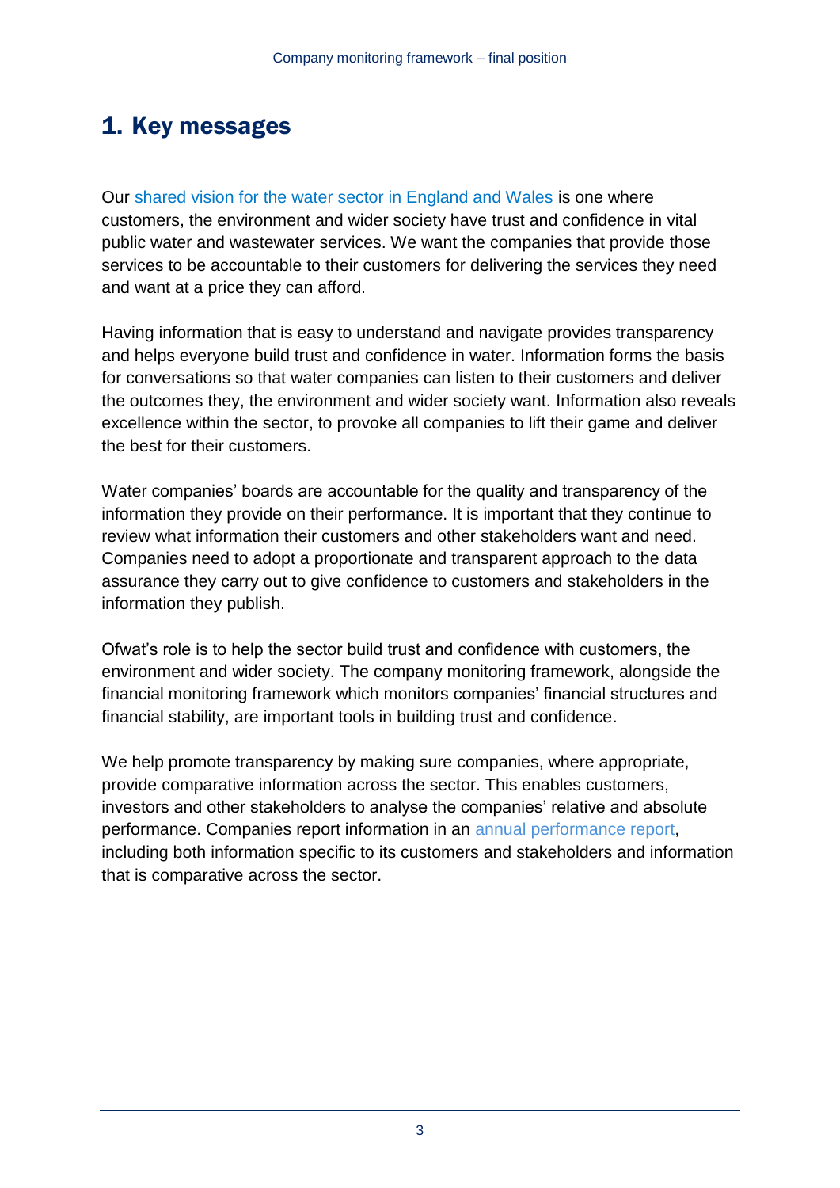# 1. Key messages

Our shared vision for the water sector in England and Wales is one where customers, the environment and wider society have trust and confidence in vital public water and wastewater services. We want the companies that provide those services to be accountable to their customers for delivering the services they need and want at a price they can afford.

Having information that is easy to understand and navigate provides transparency and helps everyone build trust and confidence in water. Information forms the basis for conversations so that water companies can listen to their customers and deliver the outcomes they, the environment and wider society want. Information also reveals excellence within the sector, to provoke all companies to lift their game and deliver the best for their customers.

Water companies' boards are accountable for the quality and transparency of the information they provide on their performance. It is important that they continue to review what information their customers and other stakeholders want and need. Companies need to adopt a proportionate and transparent approach to the data assurance they carry out to give confidence to customers and stakeholders in the information they publish.

Ofwat's role is to help the sector build trust and confidence with customers, the environment and wider society. The company monitoring framework, alongside the financial monitoring framework which monitors companies' financial structures and financial stability, are important tools in building trust and confidence.

We help promote transparency by making sure companies, where appropriate, provide comparative information across the sector. This enables customers, investors and other stakeholders to analyse the companies' relative and absolute performance. Companies report information in an annual performance report, including both information specific to its customers and stakeholders and information that is comparative across the sector.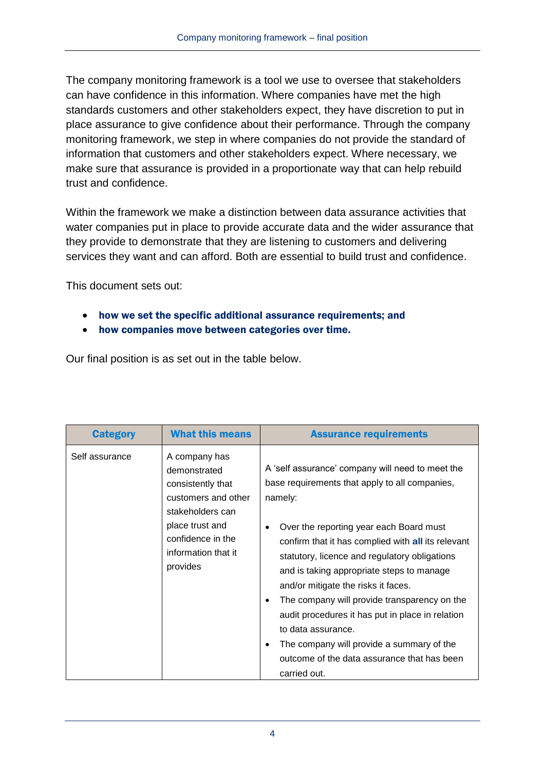The company monitoring framework is a tool we use to oversee that stakeholders can have confidence in this information. Where companies have met the high standards customers and other stakeholders expect, they have discretion to put in place assurance to give confidence about their performance. Through the company monitoring framework, we step in where companies do not provide the standard of information that customers and other stakeholders expect. Where necessary, we make sure that assurance is provided in a proportionate way that can help rebuild trust and confidence.

Within the framework we make a distinction between data assurance activities that water companies put in place to provide accurate data and the wider assurance that they provide to demonstrate that they are listening to customers and delivering services they want and can afford. Both are essential to build trust and confidence.

This document sets out:

- **how we set the specific additional assurance requirements; and**
- **how companies move between categories over time.**

Our final position is as set out in the table below.

| Category | What this means | Assurance requirements |
|---|---|---|
| Self assurance | A company has demonstrated consistently that customers and other stakeholders can place trust and confidence in the information that it provides | A 'self assurance' company will need to meet the base requirements that apply to all companies, namely:<br><br>• Over the reporting year each Board must confirm that it has complied with **all** its relevant statutory, licence and regulatory obligations and is taking appropriate steps to manage and/or mitigate the risks it faces.<br>• The company will provide transparency on the audit procedures it has put in place in relation to data assurance.<br>• The company will provide a summary of the outcome of the data assurance that has been carried out. |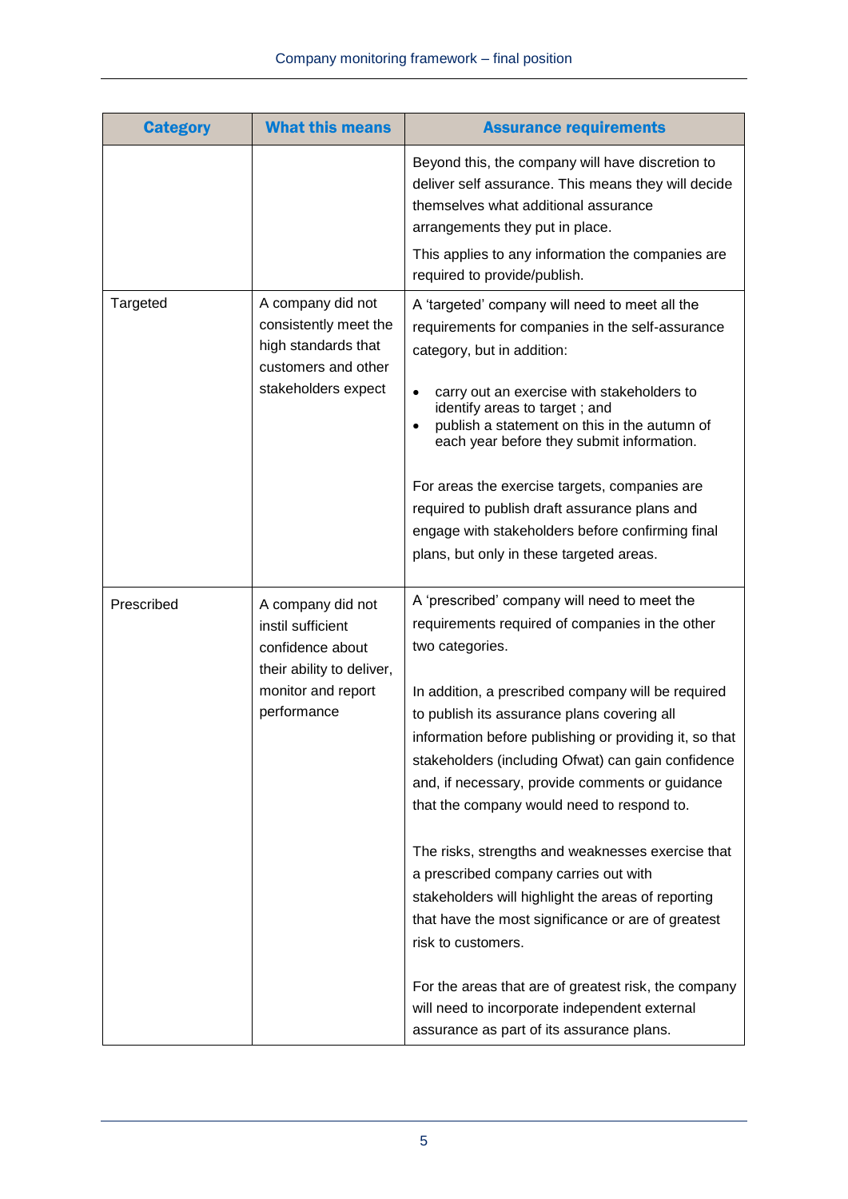| Category | What this means | Assurance requirements |
| --- | --- | --- |
| | | Beyond this, the company will have discretion to deliver self assurance. This means they will decide themselves what additional assurance arrangements they put in place.<br><br>This applies to any information the companies are required to provide/publish. |
| Targeted | A company did not consistently meet the high standards that customers and other stakeholders expect | A 'targeted' company will need to meet all the requirements for companies in the self-assurance category, but in addition:<br><br>• carry out an exercise with stakeholders to identify areas to target ; and<br>• publish a statement on this in the autumn of each year before they submit information.<br><br>For areas the exercise targets, companies are required to publish draft assurance plans and engage with stakeholders before confirming final plans, but only in these targeted areas. |
| Prescribed | A company did not instil sufficient confidence about their ability to deliver, monitor and report performance | A 'prescribed' company will need to meet the requirements required of companies in the other two categories.<br><br>In addition, a prescribed company will be required to publish its assurance plans covering all information before publishing or providing it, so that stakeholders (including Ofwat) can gain confidence and, if necessary, provide comments or guidance that the company would need to respond to.<br><br>The risks, strengths and weaknesses exercise that a prescribed company carries out with stakeholders will highlight the areas of reporting that have the most significance or are of greatest risk to customers.<br><br>For the areas that are of greatest risk, the company will need to incorporate independent external assurance as part of its assurance plans. |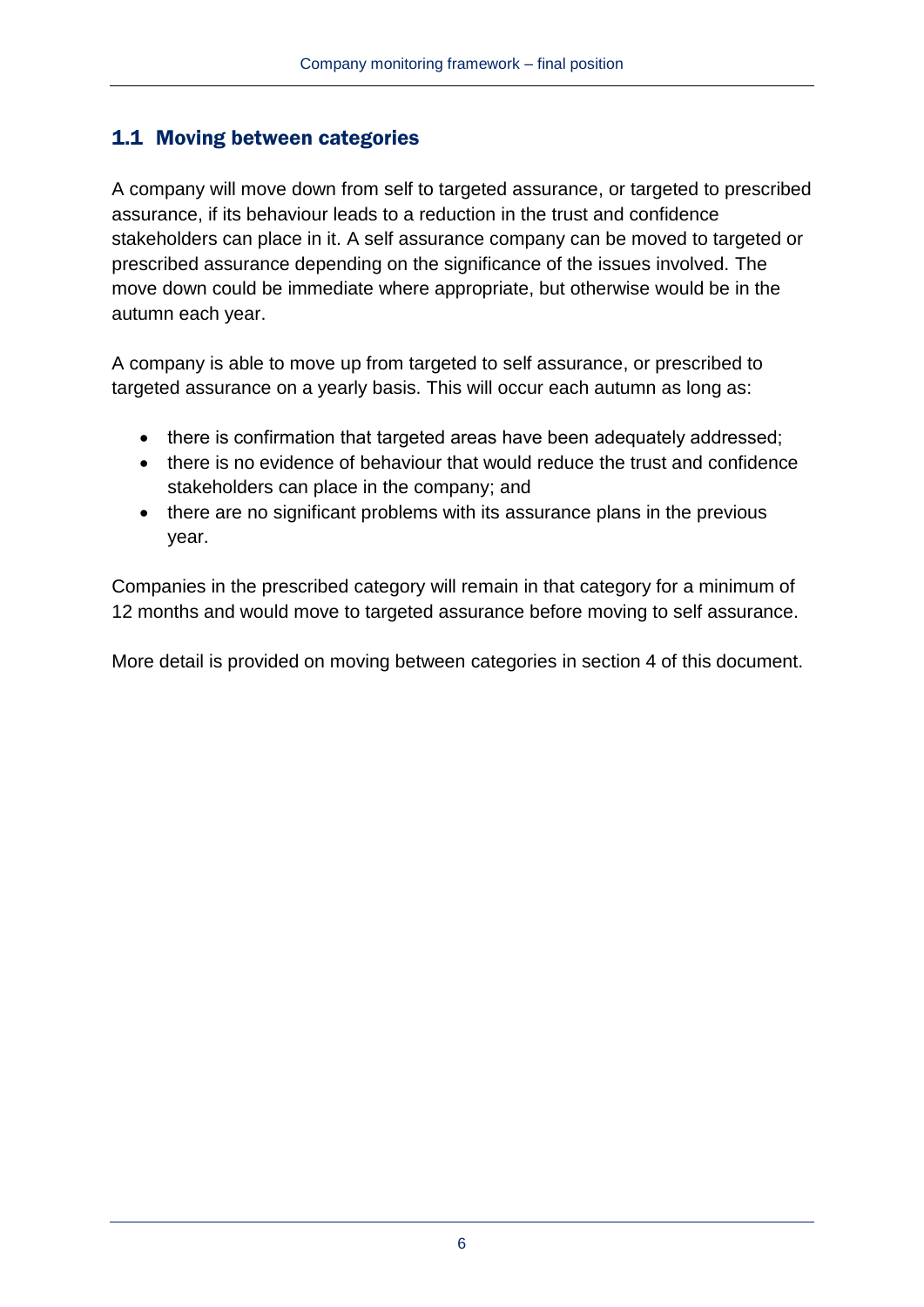## 1.1 Moving between categories

A company will move down from self to targeted assurance, or targeted to prescribed assurance, if its behaviour leads to a reduction in the trust and confidence stakeholders can place in it. A self assurance company can be moved to targeted or prescribed assurance depending on the significance of the issues involved. The move down could be immediate where appropriate, but otherwise would be in the autumn each year.

A company is able to move up from targeted to self assurance, or prescribed to targeted assurance on a yearly basis. This will occur each autumn as long as:

- there is confirmation that targeted areas have been adequately addressed;
- there is no evidence of behaviour that would reduce the trust and confidence stakeholders can place in the company; and
- there are no significant problems with its assurance plans in the previous year.

Companies in the prescribed category will remain in that category for a minimum of 12 months and would move to targeted assurance before moving to self assurance.

More detail is provided on moving between categories in section 4 of this document.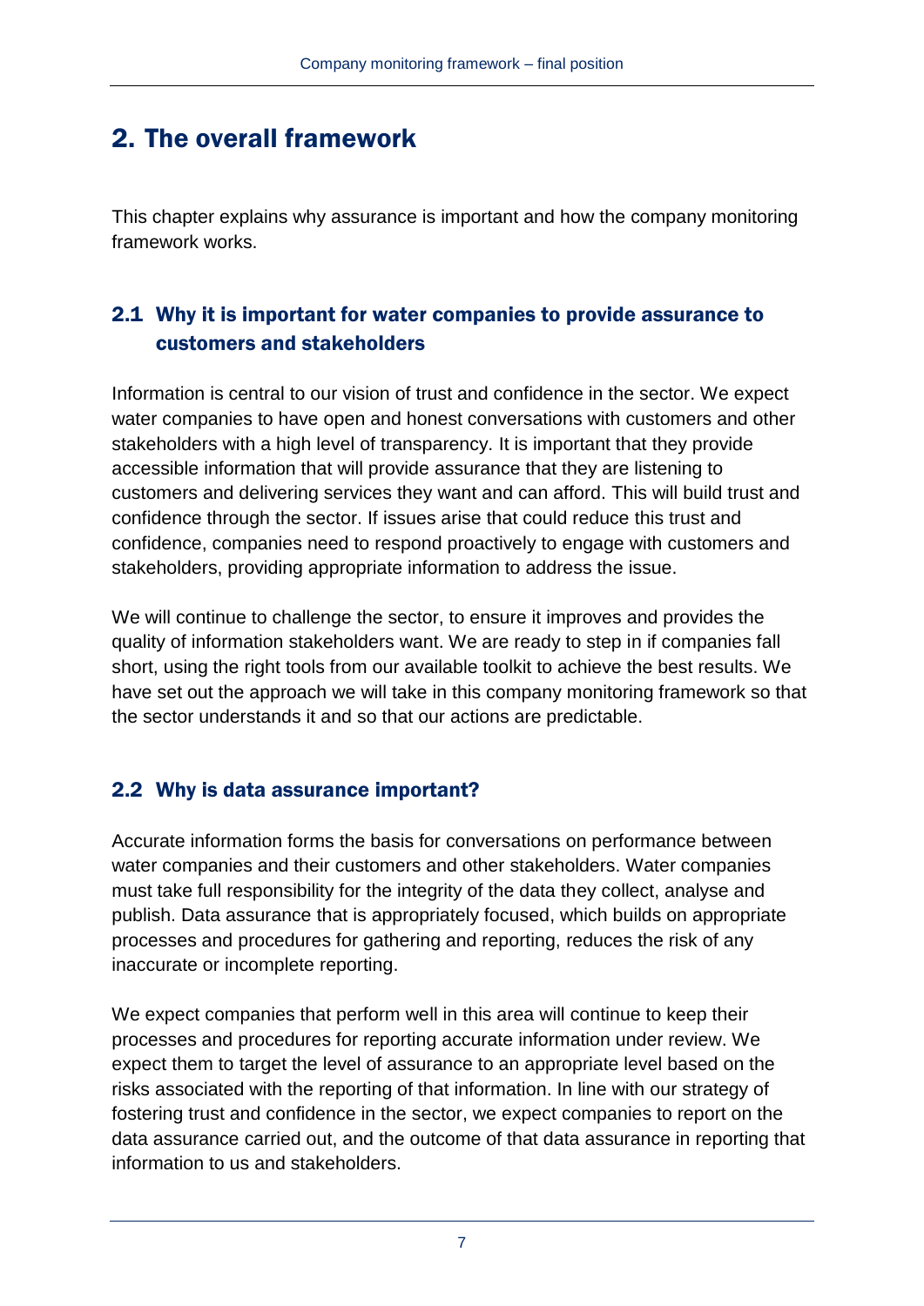## 2. The overall framework

This chapter explains why assurance is important and how the company monitoring framework works.

### 2.1 Why it is important for water companies to provide assurance to customers and stakeholders

Information is central to our vision of trust and confidence in the sector. We expect water companies to have open and honest conversations with customers and other stakeholders with a high level of transparency. It is important that they provide accessible information that will provide assurance that they are listening to customers and delivering services they want and can afford. This will build trust and confidence through the sector. If issues arise that could reduce this trust and confidence, companies need to respond proactively to engage with customers and stakeholders, providing appropriate information to address the issue.

We will continue to challenge the sector, to ensure it improves and provides the quality of information stakeholders want. We are ready to step in if companies fall short, using the right tools from our available toolkit to achieve the best results. We have set out the approach we will take in this company monitoring framework so that the sector understands it and so that our actions are predictable.

### 2.2 Why is data assurance important?

Accurate information forms the basis for conversations on performance between water companies and their customers and other stakeholders. Water companies must take full responsibility for the integrity of the data they collect, analyse and publish. Data assurance that is appropriately focused, which builds on appropriate processes and procedures for gathering and reporting, reduces the risk of any inaccurate or incomplete reporting.

We expect companies that perform well in this area will continue to keep their processes and procedures for reporting accurate information under review. We expect them to target the level of assurance to an appropriate level based on the risks associated with the reporting of that information. In line with our strategy of fostering trust and confidence in the sector, we expect companies to report on the data assurance carried out, and the outcome of that data assurance in reporting that information to us and stakeholders.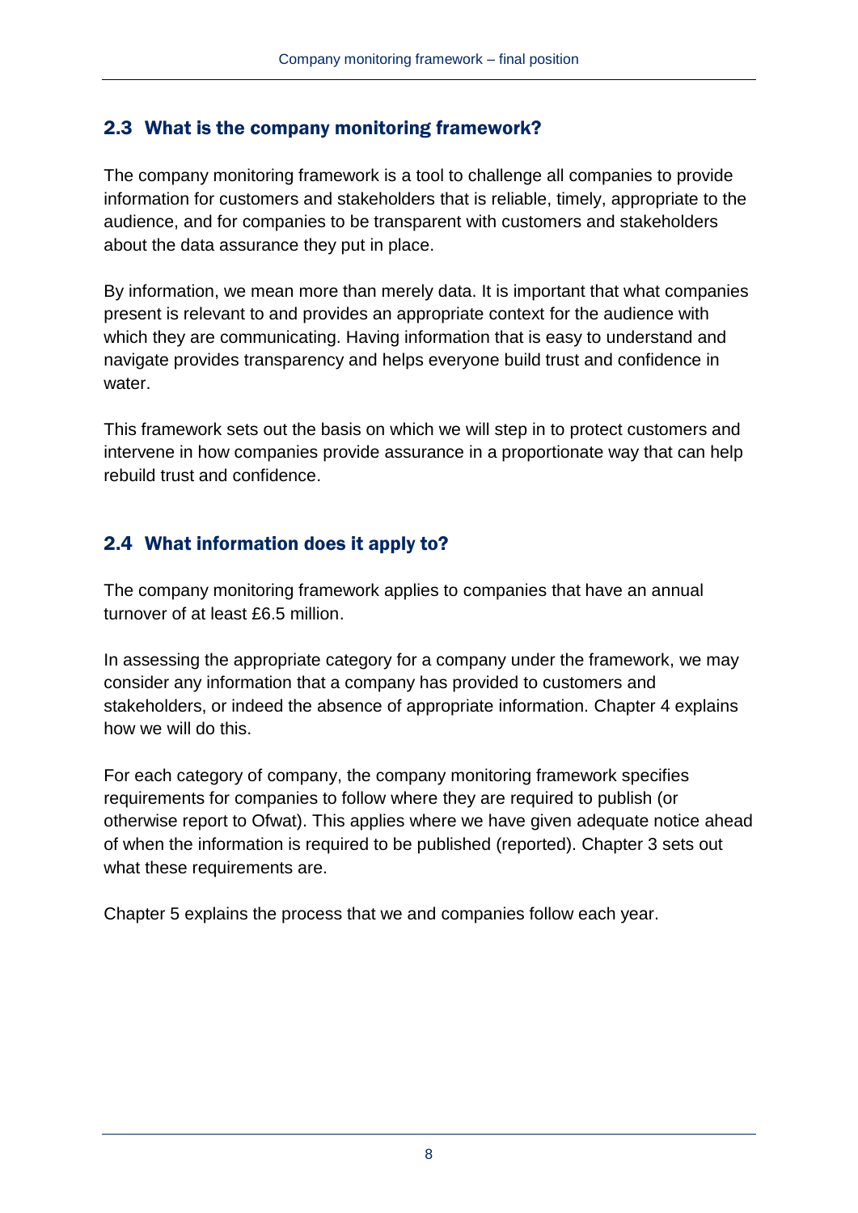## 2.3 What is the company monitoring framework?

The company monitoring framework is a tool to challenge all companies to provide information for customers and stakeholders that is reliable, timely, appropriate to the audience, and for companies to be transparent with customers and stakeholders about the data assurance they put in place.

By information, we mean more than merely data. It is important that what companies present is relevant to and provides an appropriate context for the audience with which they are communicating. Having information that is easy to understand and navigate provides transparency and helps everyone build trust and confidence in water.

This framework sets out the basis on which we will step in to protect customers and intervene in how companies provide assurance in a proportionate way that can help rebuild trust and confidence.

## 2.4 What information does it apply to?

The company monitoring framework applies to companies that have an annual turnover of at least £6.5 million.

In assessing the appropriate category for a company under the framework, we may consider any information that a company has provided to customers and stakeholders, or indeed the absence of appropriate information. Chapter 4 explains how we will do this.

For each category of company, the company monitoring framework specifies requirements for companies to follow where they are required to publish (or otherwise report to Ofwat). This applies where we have given adequate notice ahead of when the information is required to be published (reported). Chapter 3 sets out what these requirements are.

Chapter 5 explains the process that we and companies follow each year.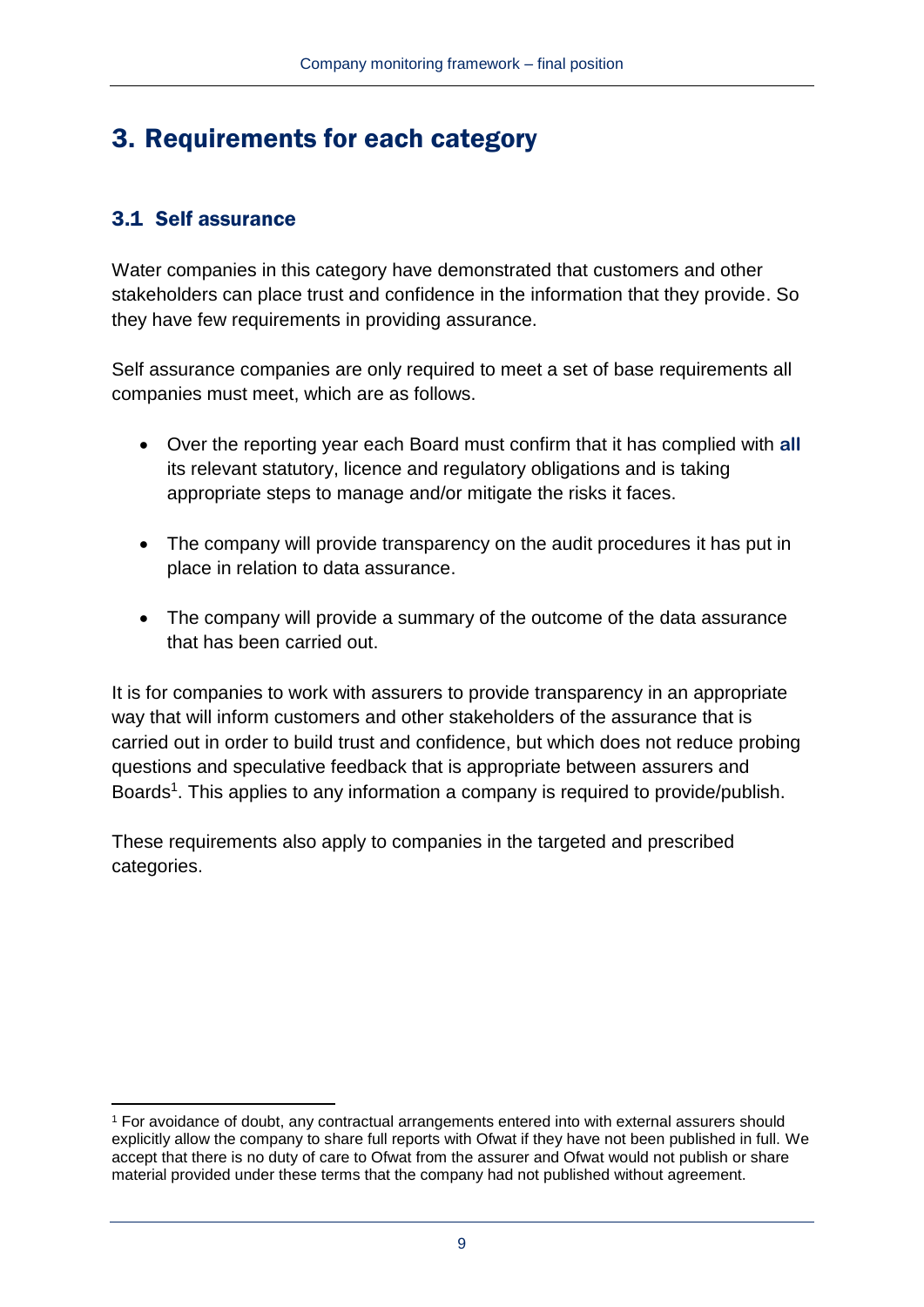# 3. Requirements for each category

## 3.1 Self assurance

Water companies in this category have demonstrated that customers and other stakeholders can place trust and confidence in the information that they provide. So they have few requirements in providing assurance.

Self assurance companies are only required to meet a set of base requirements all companies must meet, which are as follows.

- Over the reporting year each Board must confirm that it has complied with **all** its relevant statutory, licence and regulatory obligations and is taking appropriate steps to manage and/or mitigate the risks it faces.
- The company will provide transparency on the audit procedures it has put in place in relation to data assurance.
- The company will provide a summary of the outcome of the data assurance that has been carried out.

It is for companies to work with assurers to provide transparency in an appropriate way that will inform customers and other stakeholders of the assurance that is carried out in order to build trust and confidence, but which does not reduce probing questions and speculative feedback that is appropriate between assurers and Boards[1]. This applies to any information a company is required to provide/publish.

These requirements also apply to companies in the targeted and prescribed categories.

[1] For avoidance of doubt, any contractual arrangements entered into with external assurers should explicitly allow the company to share full reports with Ofwat if they have not been published in full. We accept that there is no duty of care to Ofwat from the assurer and Ofwat would not publish or share material provided under these terms that the company had not published without agreement.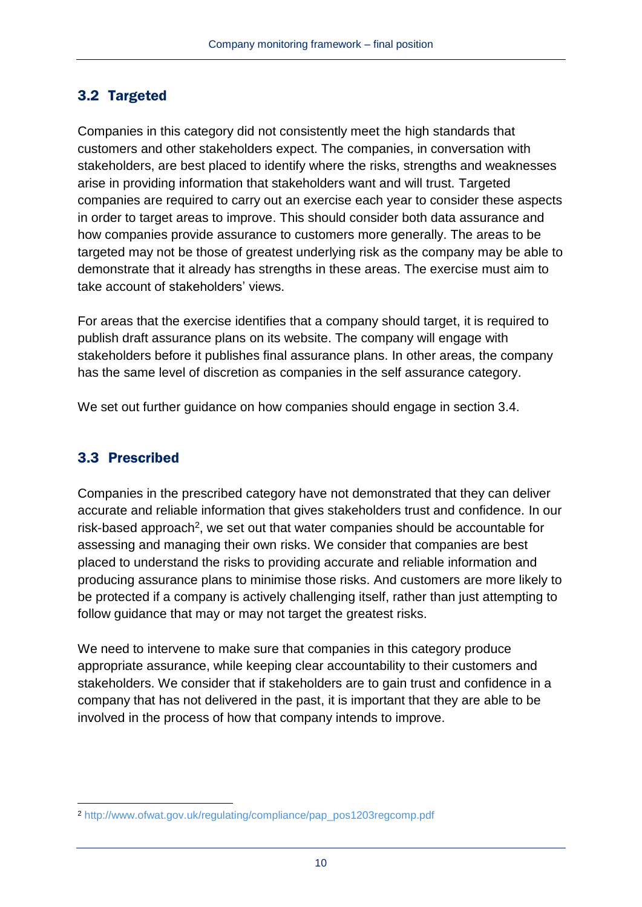## 3.2 Targeted

Companies in this category did not consistently meet the high standards that customers and other stakeholders expect. The companies, in conversation with stakeholders, are best placed to identify where the risks, strengths and weaknesses arise in providing information that stakeholders want and will trust. Targeted companies are required to carry out an exercise each year to consider these aspects in order to target areas to improve. This should consider both data assurance and how companies provide assurance to customers more generally. The areas to be targeted may not be those of greatest underlying risk as the company may be able to demonstrate that it already has strengths in these areas. The exercise must aim to take account of stakeholders' views.

For areas that the exercise identifies that a company should target, it is required to publish draft assurance plans on its website. The company will engage with stakeholders before it publishes final assurance plans. In other areas, the company has the same level of discretion as companies in the self assurance category.

We set out further guidance on how companies should engage in section 3.4.

## 3.3 Prescribed

Companies in the prescribed category have not demonstrated that they can deliver accurate and reliable information that gives stakeholders trust and confidence. In our risk-based approach[2], we set out that water companies should be accountable for assessing and managing their own risks. We consider that companies are best placed to understand the risks to providing accurate and reliable information and producing assurance plans to minimise those risks. And customers are more likely to be protected if a company is actively challenging itself, rather than just attempting to follow guidance that may or may not target the greatest risks.

We need to intervene to make sure that companies in this category produce appropriate assurance, while keeping clear accountability to their customers and stakeholders. We consider that if stakeholders are to gain trust and confidence in a company that has not delivered in the past, it is important that they are able to be involved in the process of how that company intends to improve.

[2] http://www.ofwat.gov.uk/regulating/compliance/pap_pos1203regcomp.pdf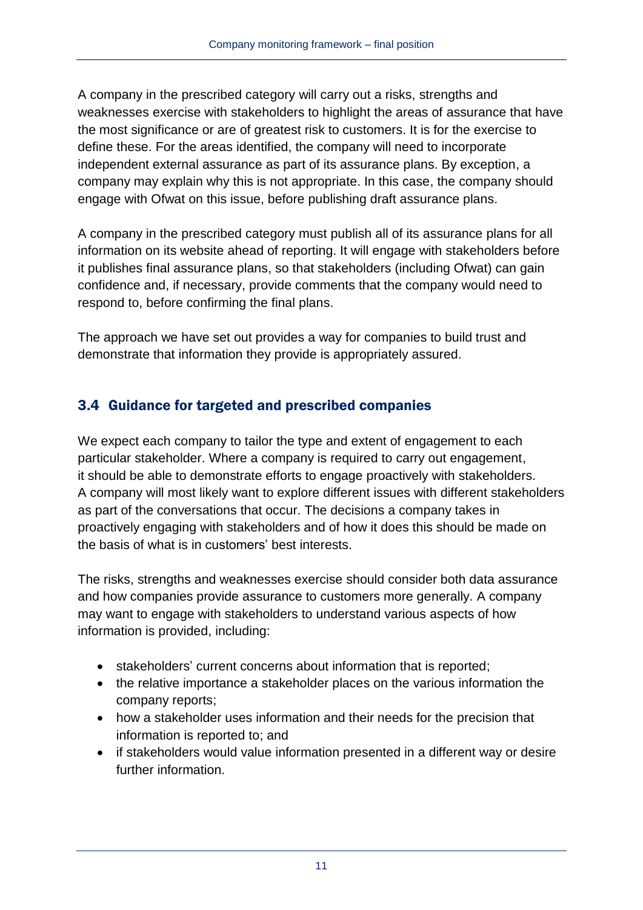A company in the prescribed category will carry out a risks, strengths and weaknesses exercise with stakeholders to highlight the areas of assurance that have the most significance or are of greatest risk to customers. It is for the exercise to define these. For the areas identified, the company will need to incorporate independent external assurance as part of its assurance plans. By exception, a company may explain why this is not appropriate. In this case, the company should engage with Ofwat on this issue, before publishing draft assurance plans.

A company in the prescribed category must publish all of its assurance plans for all information on its website ahead of reporting. It will engage with stakeholders before it publishes final assurance plans, so that stakeholders (including Ofwat) can gain confidence and, if necessary, provide comments that the company would need to respond to, before confirming the final plans.

The approach we have set out provides a way for companies to build trust and demonstrate that information they provide is appropriately assured.

## 3.4 Guidance for targeted and prescribed companies

We expect each company to tailor the type and extent of engagement to each particular stakeholder. Where a company is required to carry out engagement, it should be able to demonstrate efforts to engage proactively with stakeholders. A company will most likely want to explore different issues with different stakeholders as part of the conversations that occur. The decisions a company takes in proactively engaging with stakeholders and of how it does this should be made on the basis of what is in customers' best interests.

The risks, strengths and weaknesses exercise should consider both data assurance and how companies provide assurance to customers more generally. A company may want to engage with stakeholders to understand various aspects of how information is provided, including:

- stakeholders' current concerns about information that is reported;
- the relative importance a stakeholder places on the various information the company reports;
- how a stakeholder uses information and their needs for the precision that information is reported to; and
- if stakeholders would value information presented in a different way or desire further information.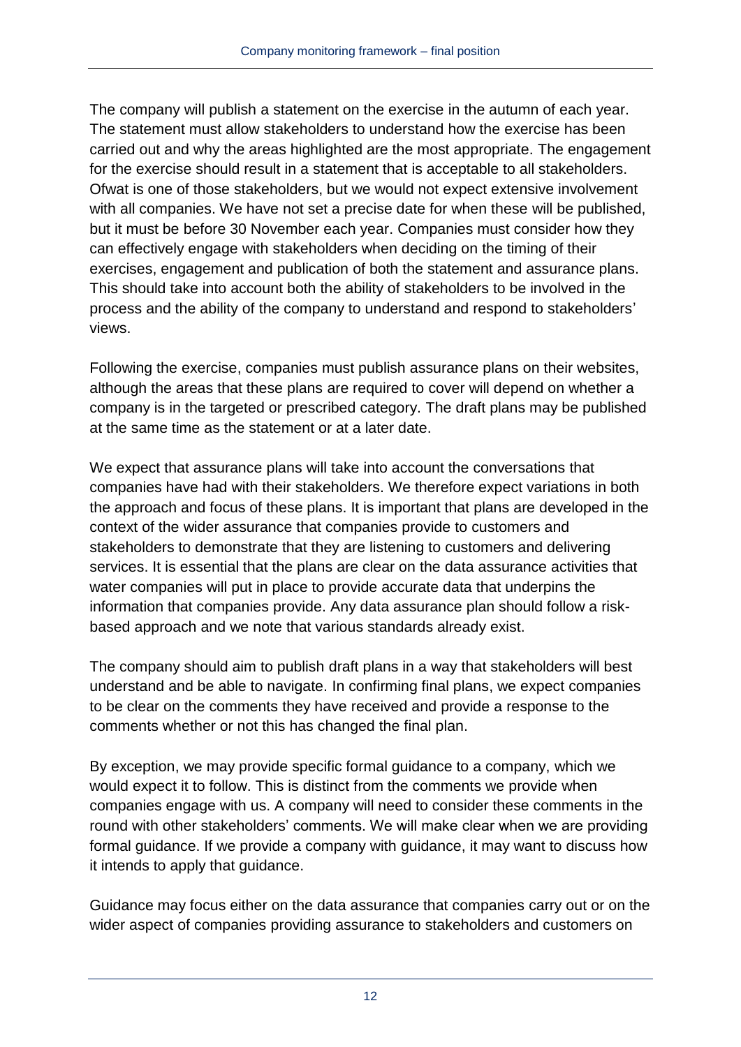The company will publish a statement on the exercise in the autumn of each year. The statement must allow stakeholders to understand how the exercise has been carried out and why the areas highlighted are the most appropriate. The engagement for the exercise should result in a statement that is acceptable to all stakeholders. Ofwat is one of those stakeholders, but we would not expect extensive involvement with all companies. We have not set a precise date for when these will be published, but it must be before 30 November each year. Companies must consider how they can effectively engage with stakeholders when deciding on the timing of their exercises, engagement and publication of both the statement and assurance plans. This should take into account both the ability of stakeholders to be involved in the process and the ability of the company to understand and respond to stakeholders' views.

Following the exercise, companies must publish assurance plans on their websites, although the areas that these plans are required to cover will depend on whether a company is in the targeted or prescribed category. The draft plans may be published at the same time as the statement or at a later date.

We expect that assurance plans will take into account the conversations that companies have had with their stakeholders. We therefore expect variations in both the approach and focus of these plans. It is important that plans are developed in the context of the wider assurance that companies provide to customers and stakeholders to demonstrate that they are listening to customers and delivering services. It is essential that the plans are clear on the data assurance activities that water companies will put in place to provide accurate data that underpins the information that companies provide. Any data assurance plan should follow a risk-based approach and we note that various standards already exist.

The company should aim to publish draft plans in a way that stakeholders will best understand and be able to navigate. In confirming final plans, we expect companies to be clear on the comments they have received and provide a response to the comments whether or not this has changed the final plan.

By exception, we may provide specific formal guidance to a company, which we would expect it to follow. This is distinct from the comments we provide when companies engage with us. A company will need to consider these comments in the round with other stakeholders' comments. We will make clear when we are providing formal guidance. If we provide a company with guidance, it may want to discuss how it intends to apply that guidance.

Guidance may focus either on the data assurance that companies carry out or on the wider aspect of companies providing assurance to stakeholders and customers on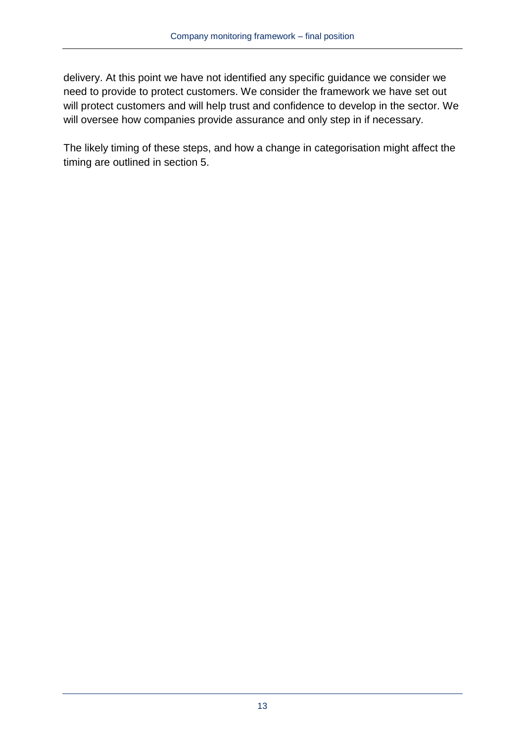delivery. At this point we have not identified any specific guidance we consider we need to provide to protect customers. We consider the framework we have set out will protect customers and will help trust and confidence to develop in the sector. We will oversee how companies provide assurance and only step in if necessary.

The likely timing of these steps, and how a change in categorisation might affect the timing are outlined in section 5.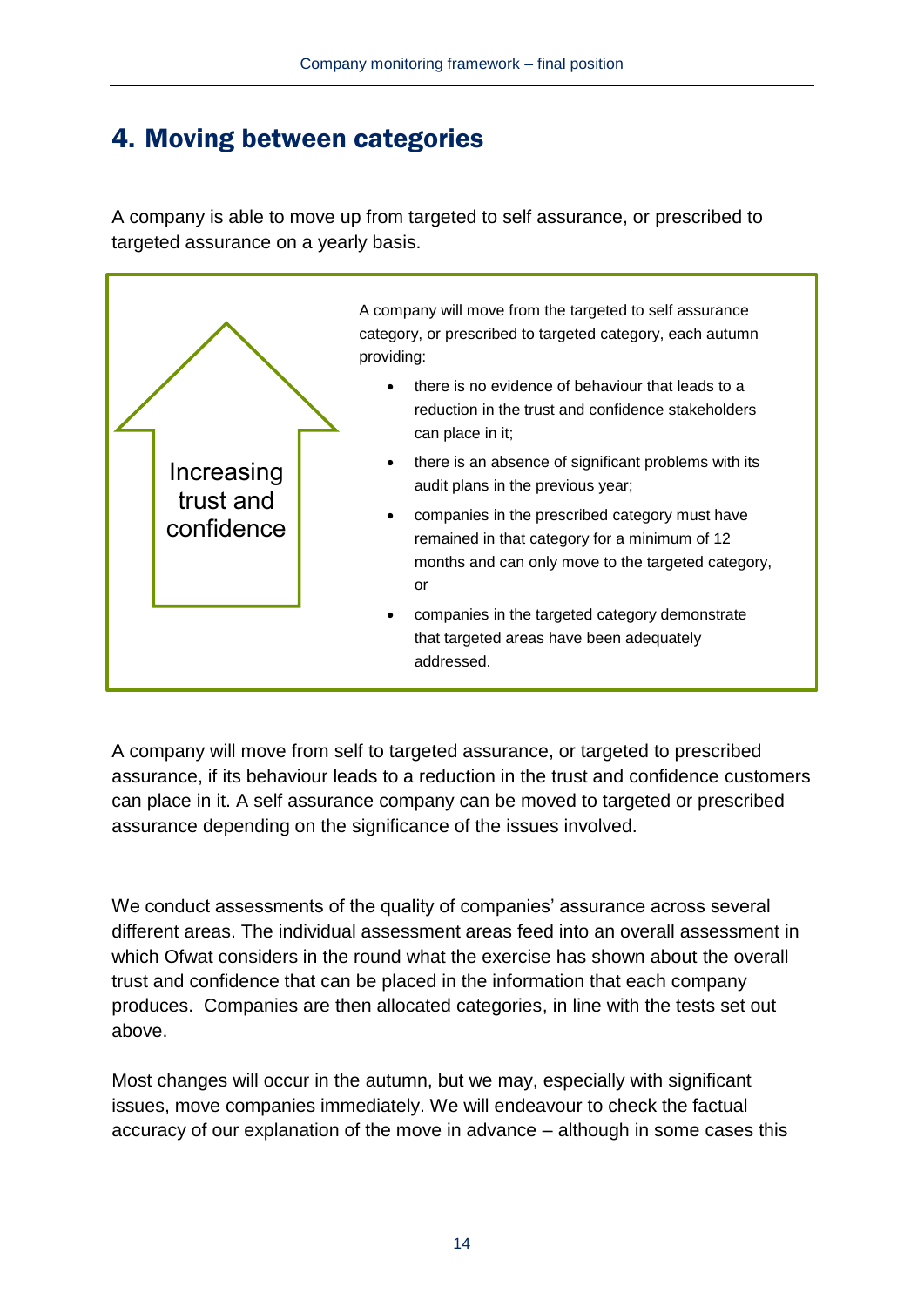## 4. Moving between categories

A company is able to move up from targeted to self assurance, or prescribed to targeted assurance on a yearly basis.

Increasing trust and confidence

A company will move from the targeted to self assurance category, or prescribed to targeted category, each autumn providing:

- there is no evidence of behaviour that leads to a reduction in the trust and confidence stakeholders can place in it;
- there is an absence of significant problems with its audit plans in the previous year;
- companies in the prescribed category must have remained in that category for a minimum of 12 months and can only move to the targeted category, or
- companies in the targeted category demonstrate that targeted areas have been adequately addressed.

A company will move from self to targeted assurance, or targeted to prescribed assurance, if its behaviour leads to a reduction in the trust and confidence customers can place in it. A self assurance company can be moved to targeted or prescribed assurance depending on the significance of the issues involved.

We conduct assessments of the quality of companies' assurance across several different areas. The individual assessment areas feed into an overall assessment in which Ofwat considers in the round what the exercise has shown about the overall trust and confidence that can be placed in the information that each company produces. Companies are then allocated categories, in line with the tests set out above.

Most changes will occur in the autumn, but we may, especially with significant issues, move companies immediately. We will endeavour to check the factual accuracy of our explanation of the move in advance – although in some cases this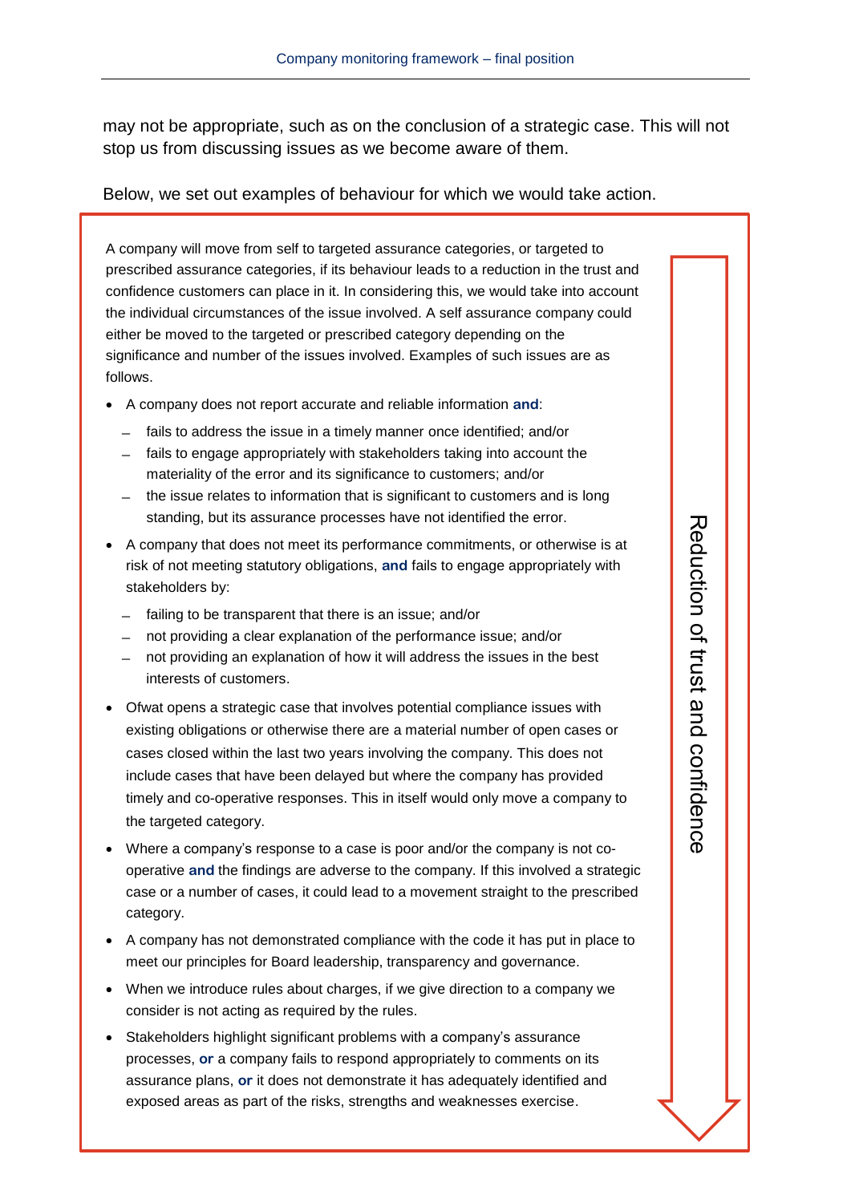may not be appropriate, such as on the conclusion of a strategic case. This will not stop us from discussing issues as we become aware of them.

Below, we set out examples of behaviour for which we would take action.

A company will move from self to targeted assurance categories, or targeted to prescribed assurance categories, if its behaviour leads to a reduction in the trust and confidence customers can place in it. In considering this, we would take into account the individual circumstances of the issue involved. A self assurance company could either be moved to the targeted or prescribed category depending on the significance and number of the issues involved. Examples of such issues are as follows.

- A company does not report accurate and reliable information **and**:
  - fails to address the issue in a timely manner once identified; and/or
  - fails to engage appropriately with stakeholders taking into account the materiality of the error and its significance to customers; and/or
  - the issue relates to information that is significant to customers and is long standing, but its assurance processes have not identified the error.
- A company that does not meet its performance commitments, or otherwise is at risk of not meeting statutory obligations, **and** fails to engage appropriately with stakeholders by:
  - failing to be transparent that there is an issue; and/or
  - not providing a clear explanation of the performance issue; and/or
  - not providing an explanation of how it will address the issues in the best interests of customers.
- Ofwat opens a strategic case that involves potential compliance issues with existing obligations or otherwise there are a material number of open cases or cases closed within the last two years involving the company. This does not include cases that have been delayed but where the company has provided timely and co-operative responses. This in itself would only move a company to the targeted category.
- Where a company's response to a case is poor and/or the company is not co-operative **and** the findings are adverse to the company. If this involved a strategic case or a number of cases, it could lead to a movement straight to the prescribed category.
- A company has not demonstrated compliance with the code it has put in place to meet our principles for Board leadership, transparency and governance.
- When we introduce rules about charges, if we give direction to a company we consider is not acting as required by the rules.
- Stakeholders highlight significant problems with a company's assurance processes, **or** a company fails to respond appropriately to comments on its assurance plans, **or** it does not demonstrate it has adequately identified and exposed areas as part of the risks, strengths and weaknesses exercise.

Reduction of trust and confidence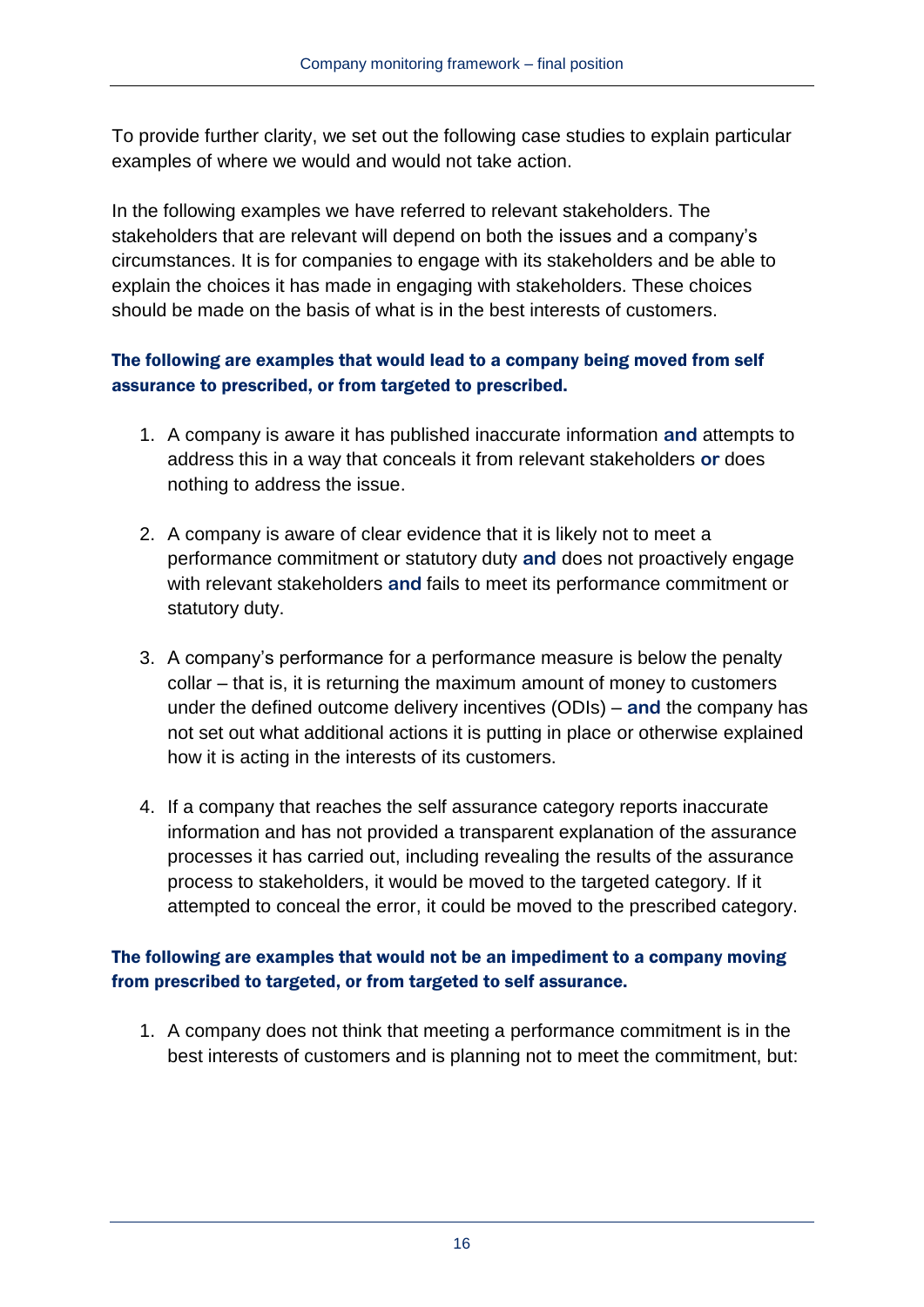To provide further clarity, we set out the following case studies to explain particular examples of where we would and would not take action.

In the following examples we have referred to relevant stakeholders. The stakeholders that are relevant will depend on both the issues and a company's circumstances. It is for companies to engage with its stakeholders and be able to explain the choices it has made in engaging with stakeholders. These choices should be made on the basis of what is in the best interests of customers.

#### The following are examples that would lead to a company being moved from self assurance to prescribed, or from targeted to prescribed.

1. A company is aware it has published inaccurate information **and** attempts to address this in a way that conceals it from relevant stakeholders **or** does nothing to address the issue.

2. A company is aware of clear evidence that it is likely not to meet a performance commitment or statutory duty **and** does not proactively engage with relevant stakeholders **and** fails to meet its performance commitment or statutory duty.

3. A company's performance for a performance measure is below the penalty collar – that is, it is returning the maximum amount of money to customers under the defined outcome delivery incentives (ODIs) – **and** the company has not set out what additional actions it is putting in place or otherwise explained how it is acting in the interests of its customers.

4. If a company that reaches the self assurance category reports inaccurate information and has not provided a transparent explanation of the assurance processes it has carried out, including revealing the results of the assurance process to stakeholders, it would be moved to the targeted category. If it attempted to conceal the error, it could be moved to the prescribed category.

#### The following are examples that would not be an impediment to a company moving from prescribed to targeted, or from targeted to self assurance.

1. A company does not think that meeting a performance commitment is in the best interests of customers and is planning not to meet the commitment, but: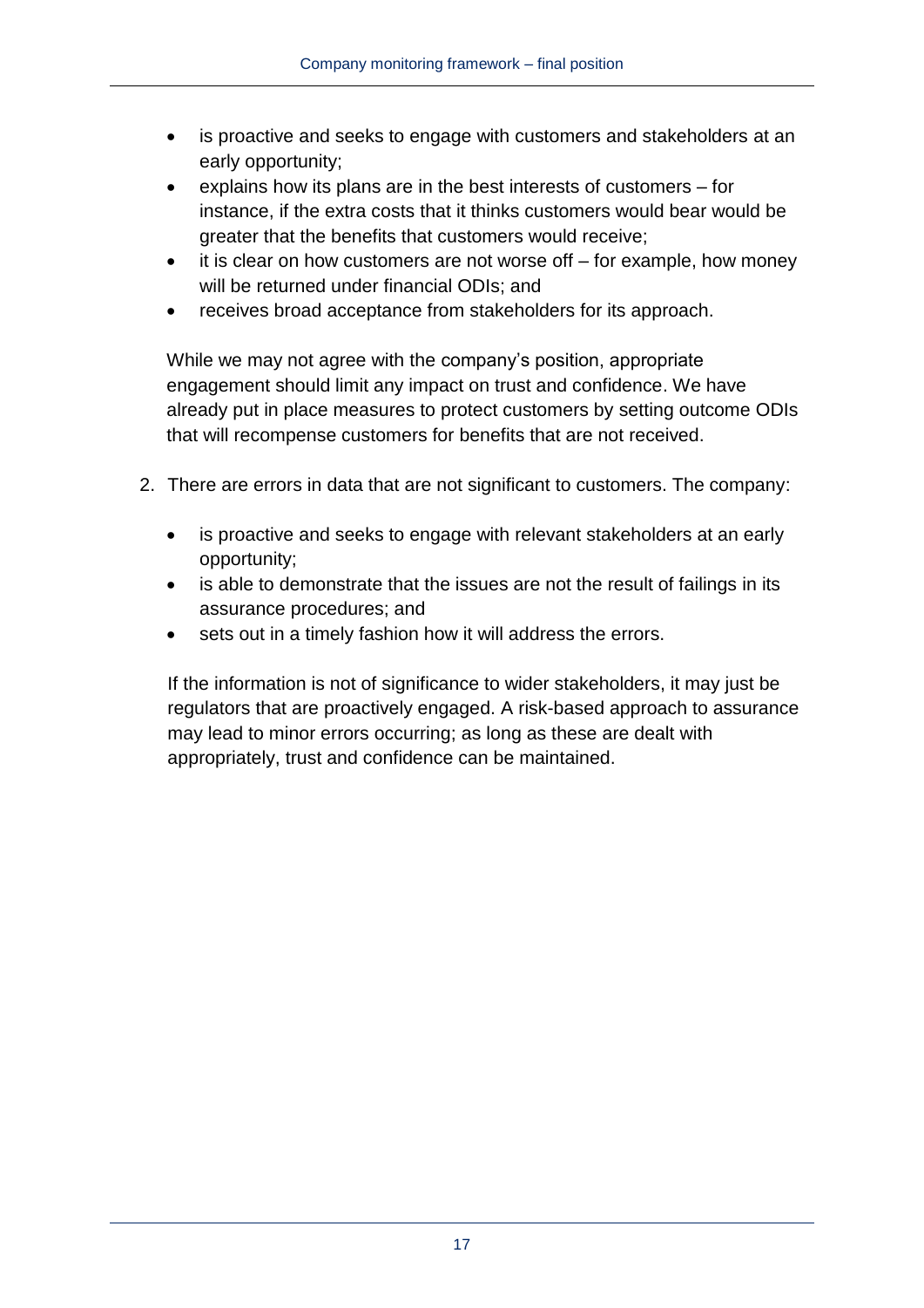- is proactive and seeks to engage with customers and stakeholders at an early opportunity;
- explains how its plans are in the best interests of customers – for instance, if the extra costs that it thinks customers would bear would be greater that the benefits that customers would receive;
- it is clear on how customers are not worse off – for example, how money will be returned under financial ODIs; and
- receives broad acceptance from stakeholders for its approach.

While we may not agree with the company's position, appropriate engagement should limit any impact on trust and confidence. We have already put in place measures to protect customers by setting outcome ODIs that will recompense customers for benefits that are not received.

2. There are errors in data that are not significant to customers. The company:

   - is proactive and seeks to engage with relevant stakeholders at an early opportunity;
   - is able to demonstrate that the issues are not the result of failings in its assurance procedures; and
   - sets out in a timely fashion how it will address the errors.

   If the information is not of significance to wider stakeholders, it may just be regulators that are proactively engaged. A risk-based approach to assurance may lead to minor errors occurring; as long as these are dealt with appropriately, trust and confidence can be maintained.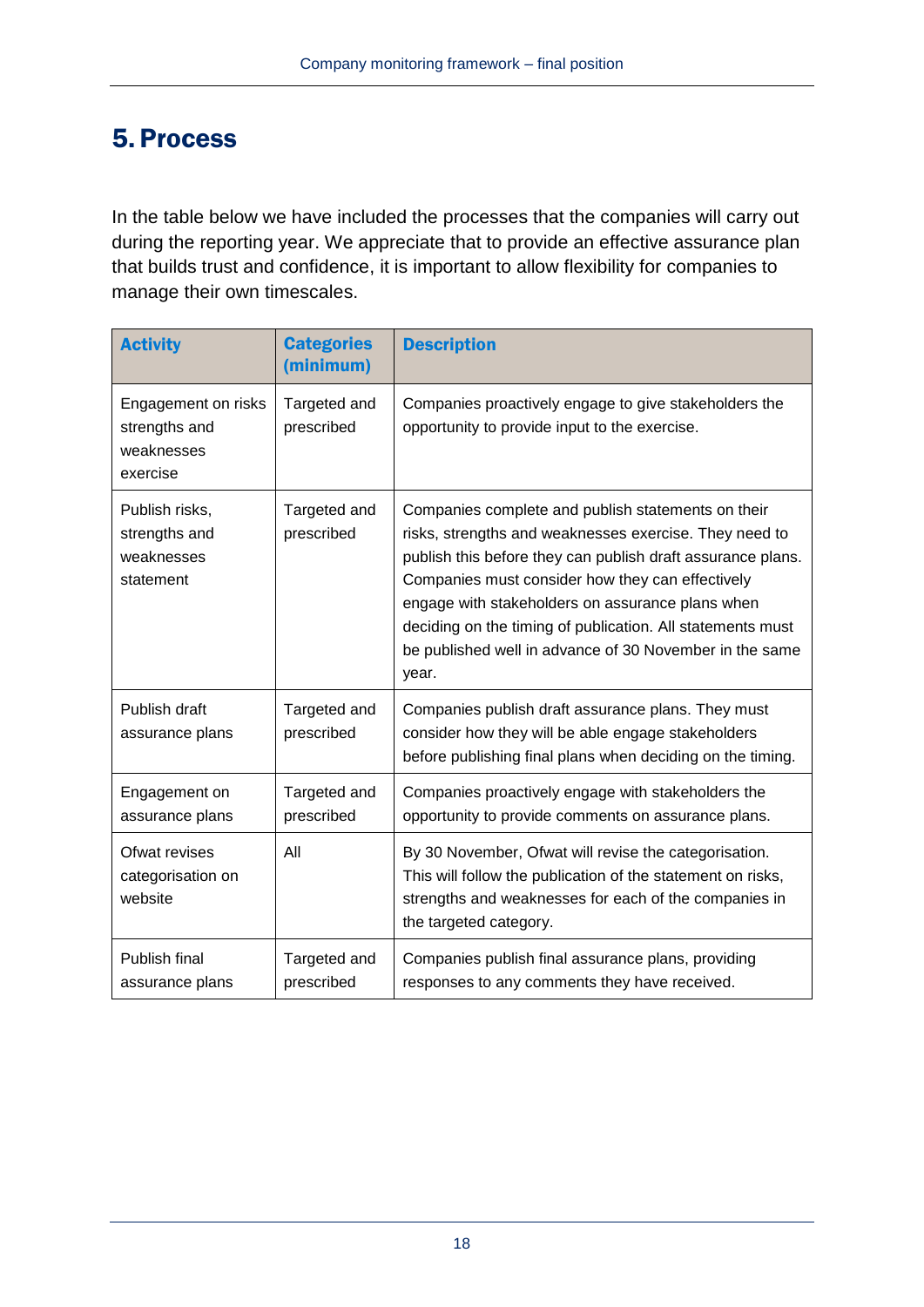# 5. Process

In the table below we have included the processes that the companies will carry out during the reporting year. We appreciate that to provide an effective assurance plan that builds trust and confidence, it is important to allow flexibility for companies to manage their own timescales.

| Activity | Categories (minimum) | Description |
|---|---|---|
| Engagement on risks strengths and weaknesses exercise | Targeted and prescribed | Companies proactively engage to give stakeholders the opportunity to provide input to the exercise. |
| Publish risks, strengths and weaknesses statement | Targeted and prescribed | Companies complete and publish statements on their risks, strengths and weaknesses exercise. They need to publish this before they can publish draft assurance plans. Companies must consider how they can effectively engage with stakeholders on assurance plans when deciding on the timing of publication. All statements must be published well in advance of 30 November in the same year. |
| Publish draft assurance plans | Targeted and prescribed | Companies publish draft assurance plans. They must consider how they will be able engage stakeholders before publishing final plans when deciding on the timing. |
| Engagement on assurance plans | Targeted and prescribed | Companies proactively engage with stakeholders the opportunity to provide comments on assurance plans. |
| Ofwat revises categorisation on website | All | By 30 November, Ofwat will revise the categorisation. This will follow the publication of the statement on risks, strengths and weaknesses for each of the companies in the targeted category. |
| Publish final assurance plans | Targeted and prescribed | Companies publish final assurance plans, providing responses to any comments they have received. |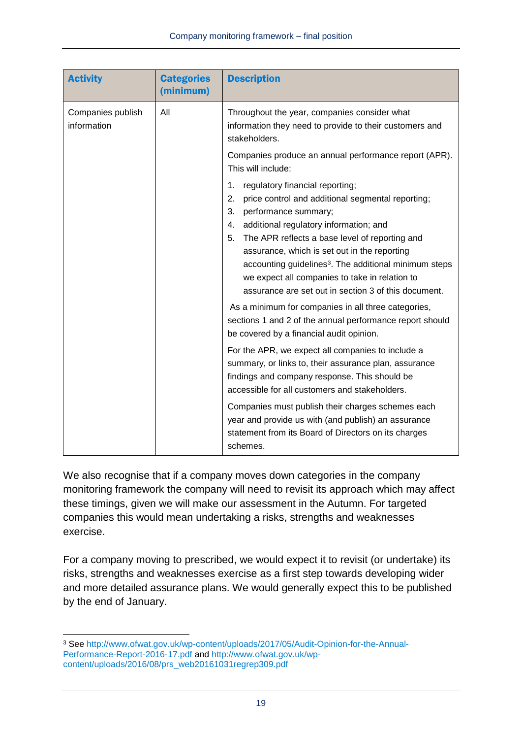| Activity | Categories (minimum) | Description |
|---|---|---|
| Companies publish information | All | Throughout the year, companies consider what information they need to provide to their customers and stakeholders.<br><br>Companies produce an annual performance report (APR). This will include:<br><br>1. regulatory financial reporting;<br>2. price control and additional segmental reporting;<br>3. performance summary;<br>4. additional regulatory information; and<br>5. The APR reflects a base level of reporting and assurance, which is set out in the reporting accounting guidelines[3]. The additional minimum steps we expect all companies to take in relation to assurance are set out in section 3 of this document.<br><br>As a minimum for companies in all three categories, sections 1 and 2 of the annual performance report should be covered by a financial audit opinion.<br><br>For the APR, we expect all companies to include a summary, or links to, their assurance plan, assurance findings and company response. This should be accessible for all customers and stakeholders.<br><br>Companies must publish their charges schemes each year and provide us with (and publish) an assurance statement from its Board of Directors on its charges schemes. |

We also recognise that if a company moves down categories in the company monitoring framework the company will need to revisit its approach which may affect these timings, given we will make our assessment in the Autumn. For targeted companies this would mean undertaking a risks, strengths and weaknesses exercise.

For a company moving to prescribed, we would expect it to revisit (or undertake) its risks, strengths and weaknesses exercise as a first step towards developing wider and more detailed assurance plans. We would generally expect this to be published by the end of January.

[3] See http://www.ofwat.gov.uk/wp-content/uploads/2017/05/Audit-Opinion-for-the-Annual-Performance-Report-2016-17.pdf and http://www.ofwat.gov.uk/wp-content/uploads/2016/08/prs_web20161031regrep309.pdf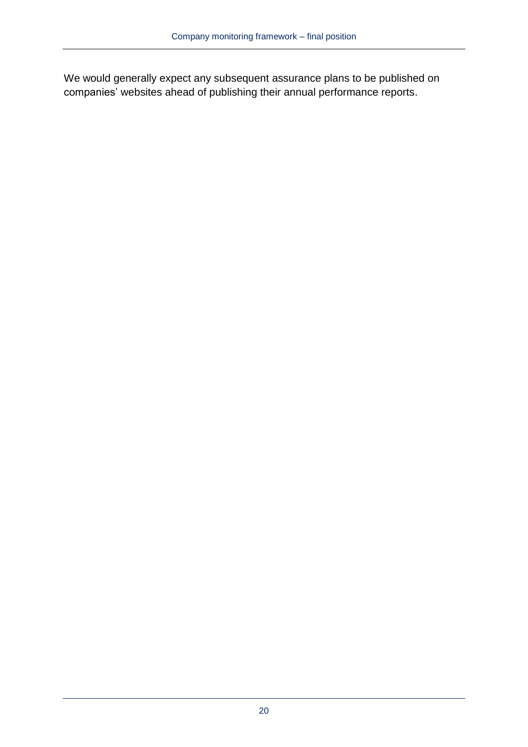We would generally expect any subsequent assurance plans to be published on companies' websites ahead of publishing their annual performance reports.